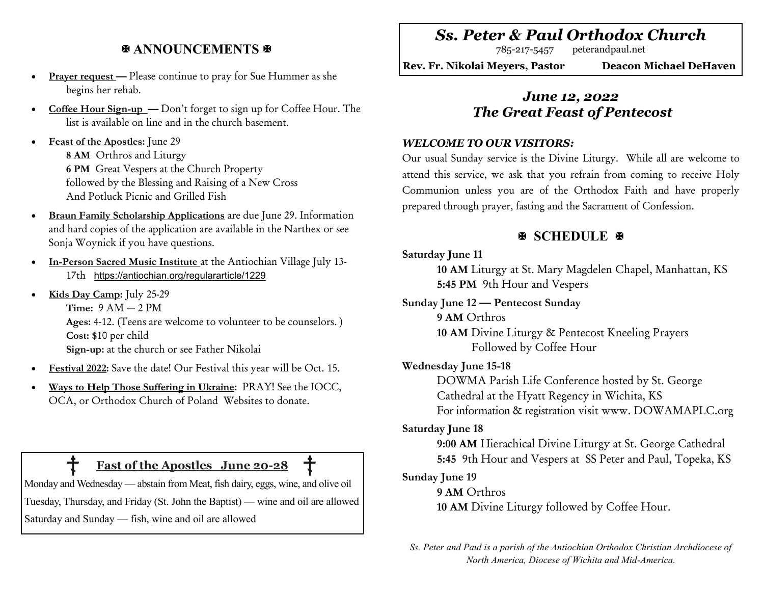## ✠ ANNOUNCEMENTS ✠

- **Prayer request —** Please continue to pray for Sue Hummer as she begins her rehab.
- **Coffee Hour Sign-up —** Don't forget to sign up for Coffee Hour. The list is available on line and in the church basement.
- **Feast of the Apostles:** June 29
  **8 AM** Orthros and Liturgy
  **6 PM** Great Vespers at the Church Property
  followed by the Blessing and Raising of a New Cross
  And Potluck Picnic and Grilled Fish
- **Braun Family Scholarship Applications** are due June 29. Information and hard copies of the application are available in the Narthex or see Sonja Woynick if you have questions.
- **In-Person Sacred Music Institute** at the Antiochian Village July 13-17th https://antiochian.org/regulararticle/1229
- **Kids Day Camp:** July 25-29
  **Time:** 9 AM — 2 PM
  **Ages:** 4-12. (Teens are welcome to volunteer to be counselors. )
  **Cost:** $10 per child
  **Sign-up:** at the church or see Father Nikolai
- **Festival 2022:** Save the date! Our Festival this year will be Oct. 15.
- **Ways to Help Those Suffering in Ukraine:** PRAY! See the IOCC, OCA, or Orthodox Church of Poland Websites to donate.

### ☦ Fast of the Apostles June 20-28 ☦

Monday and Wednesday — abstain from Meat, fish dairy, eggs, wine, and olive oil
Tuesday, Thursday, and Friday (St. John the Baptist) — wine and oil are allowed
Saturday and Sunday — fish, wine and oil are allowed

# *Ss. Peter & Paul Orthodox Church*

785-217-5457 peterandpaul.net

**Rev. Fr. Nikolai Meyers, Pastor** **Deacon Michael DeHaven**

## *June 12, 2022*
## *The Great Feast of Pentecost*

***WELCOME TO OUR VISITORS:***
Our usual Sunday service is the Divine Liturgy. While all are welcome to attend this service, we ask that you refrain from coming to receive Holy Communion unless you are of the Orthodox Faith and have properly prepared through prayer, fasting and the Sacrament of Confession.

## ✠ SCHEDULE ✠

**Saturday June 11**
**10 AM** Liturgy at St. Mary Magdelen Chapel, Manhattan, KS
**5:45 PM** 9th Hour and Vespers

**Sunday June 12 — Pentecost Sunday**
**9 AM** Orthros
**10 AM** Divine Liturgy & Pentecost Kneeling Prayers
Followed by Coffee Hour

**Wednesday June 15-18**
DOWMA Parish Life Conference hosted by St. George Cathedral at the Hyatt Regency in Wichita, KS
For information & registration visit www. DOWAMAPLC.org

**Saturday June 18**
**9:00 AM** Hierachical Divine Liturgy at St. George Cathedral
**5:45** 9th Hour and Vespers at SS Peter and Paul, Topeka, KS

**Sunday June 19**
**9 AM** Orthros
**10 AM** Divine Liturgy followed by Coffee Hour.

*Ss. Peter and Paul is a parish of the Antiochian Orthodox Christian Archdiocese of North America, Diocese of Wichita and Mid-America.*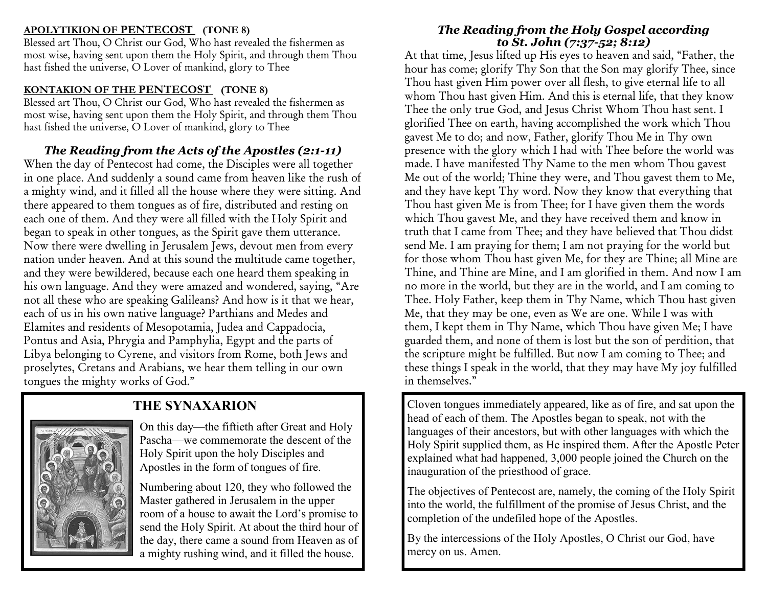**APOLYTIKION OF PENTECOST (TONE 8)**

Blessed art Thou, O Christ our God, Who hast revealed the fishermen as most wise, having sent upon them the Holy Spirit, and through them Thou hast fished the universe, O Lover of mankind, glory to Thee

**KONTAKION OF THE PENTECOST (TONE 8)**

Blessed art Thou, O Christ our God, Who hast revealed the fishermen as most wise, having sent upon them the Holy Spirit, and through them Thou hast fished the universe, O Lover of mankind, glory to Thee

### *The Reading from the Acts of the Apostles (2:1-11)*

When the day of Pentecost had come, the Disciples were all together in one place. And suddenly a sound came from heaven like the rush of a mighty wind, and it filled all the house where they were sitting. And there appeared to them tongues as of fire, distributed and resting on each one of them. And they were all filled with the Holy Spirit and began to speak in other tongues, as the Spirit gave them utterance. Now there were dwelling in Jerusalem Jews, devout men from every nation under heaven. And at this sound the multitude came together, and they were bewildered, because each one heard them speaking in his own language. And they were amazed and wondered, saying, "Are not all these who are speaking Galileans? And how is it that we hear, each of us in his own native language? Parthians and Medes and Elamites and residents of Mesopotamia, Judea and Cappadocia, Pontus and Asia, Phrygia and Pamphylia, Egypt and the parts of Libya belonging to Cyrene, and visitors from Rome, both Jews and proselytes, Cretans and Arabians, we hear them telling in our own tongues the mighty works of God."

## THE SYNAXARION

On this day—the fiftieth after Great and Holy Pascha—we commemorate the descent of the Holy Spirit upon the holy Disciples and Apostles in the form of tongues of fire.

Numbering about 120, they who followed the Master gathered in Jerusalem in the upper room of a house to await the Lord's promise to send the Holy Spirit. At about the third hour of the day, there came a sound from Heaven as of a mighty rushing wind, and it filled the house.

### *The Reading from the Holy Gospel according to St. John (7:37-52; 8:12)*

At that time, Jesus lifted up His eyes to heaven and said, "Father, the hour has come; glorify Thy Son that the Son may glorify Thee, since Thou hast given Him power over all flesh, to give eternal life to all whom Thou hast given Him. And this is eternal life, that they know Thee the only true God, and Jesus Christ Whom Thou hast sent. I glorified Thee on earth, having accomplished the work which Thou gavest Me to do; and now, Father, glorify Thou Me in Thy own presence with the glory which I had with Thee before the world was made. I have manifested Thy Name to the men whom Thou gavest Me out of the world; Thine they were, and Thou gavest them to Me, and they have kept Thy word. Now they know that everything that Thou hast given Me is from Thee; for I have given them the words which Thou gavest Me, and they have received them and know in truth that I came from Thee; and they have believed that Thou didst send Me. I am praying for them; I am not praying for the world but for those whom Thou hast given Me, for they are Thine; all Mine are Thine, and Thine are Mine, and I am glorified in them. And now I am no more in the world, but they are in the world, and I am coming to Thee. Holy Father, keep them in Thy Name, which Thou hast given Me, that they may be one, even as We are one. While I was with them, I kept them in Thy Name, which Thou have given Me; I have guarded them, and none of them is lost but the son of perdition, that the scripture might be fulfilled. But now I am coming to Thee; and these things I speak in the world, that they may have My joy fulfilled in themselves."

Cloven tongues immediately appeared, like as of fire, and sat upon the head of each of them. The Apostles began to speak, not with the languages of their ancestors, but with other languages with which the Holy Spirit supplied them, as He inspired them. After the Apostle Peter explained what had happened, 3,000 people joined the Church on the inauguration of the priesthood of grace.

The objectives of Pentecost are, namely, the coming of the Holy Spirit into the world, the fulfillment of the promise of Jesus Christ, and the completion of the undefiled hope of the Apostles.

By the intercessions of the Holy Apostles, O Christ our God, have mercy on us. Amen.